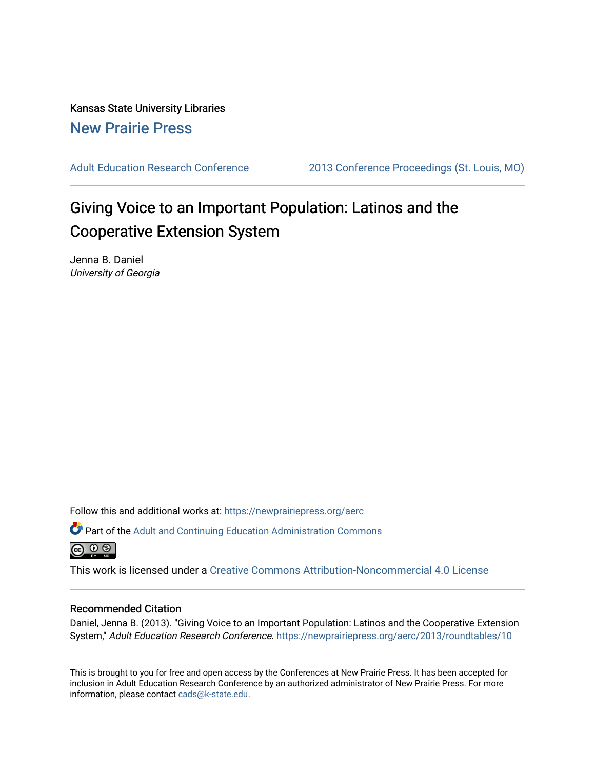Kansas State University Libraries

New Prairie Press

Adult Education Research Conference

2013 Conference Proceedings (St. Louis, MO)

# Giving Voice to an Important Population: Latinos and the Cooperative Extension System

Jenna B. Daniel

*University of Georgia*

Follow this and additional works at: https://newprairiepress.org/aerc

Part of the Adult and Continuing Education Administration Commons

This work is licensed under a Creative Commons Attribution-Noncommercial 4.0 License

## Recommended Citation

Daniel, Jenna B. (2013). "Giving Voice to an Important Population: Latinos and the Cooperative Extension System," *Adult Education Research Conference*. https://newprairiepress.org/aerc/2013/roundtables/10

This is brought to you for free and open access by the Conferences at New Prairie Press. It has been accepted for inclusion in Adult Education Research Conference by an authorized administrator of New Prairie Press. For more information, please contact cads@k-state.edu.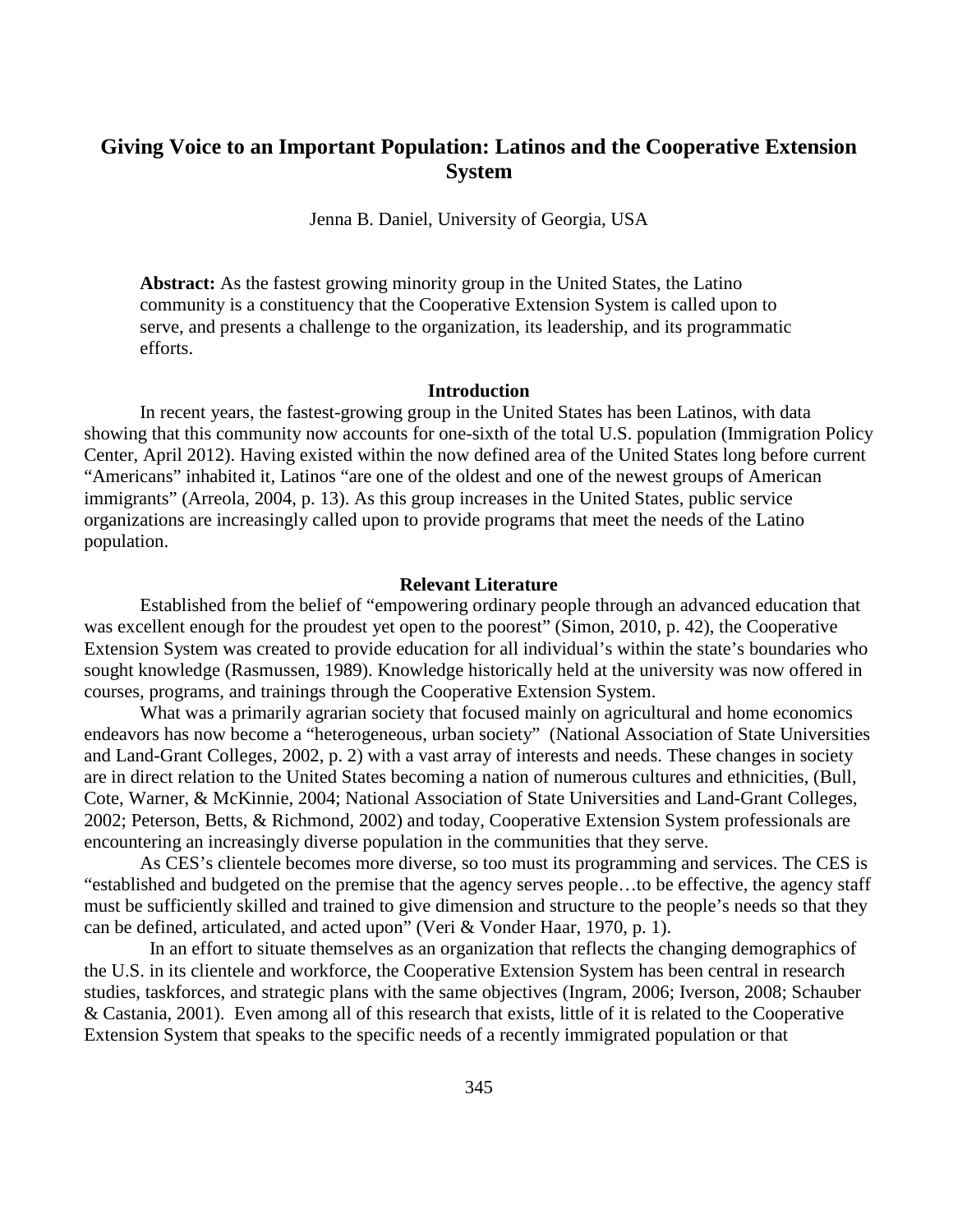# Giving Voice to an Important Population: Latinos and the Cooperative Extension System

Jenna B. Daniel, University of Georgia, USA

**Abstract:** As the fastest growing minority group in the United States, the Latino community is a constituency that the Cooperative Extension System is called upon to serve, and presents a challenge to the organization, its leadership, and its programmatic efforts.

## Introduction

In recent years, the fastest-growing group in the United States has been Latinos, with data showing that this community now accounts for one-sixth of the total U.S. population (Immigration Policy Center, April 2012). Having existed within the now defined area of the United States long before current "Americans" inhabited it, Latinos "are one of the oldest and one of the newest groups of American immigrants" (Arreola, 2004, p. 13). As this group increases in the United States, public service organizations are increasingly called upon to provide programs that meet the needs of the Latino population.

## Relevant Literature

Established from the belief of "empowering ordinary people through an advanced education that was excellent enough for the proudest yet open to the poorest" (Simon, 2010, p. 42), the Cooperative Extension System was created to provide education for all individual's within the state's boundaries who sought knowledge (Rasmussen, 1989). Knowledge historically held at the university was now offered in courses, programs, and trainings through the Cooperative Extension System.

What was a primarily agrarian society that focused mainly on agricultural and home economics endeavors has now become a "heterogeneous, urban society" (National Association of State Universities and Land-Grant Colleges, 2002, p. 2) with a vast array of interests and needs. These changes in society are in direct relation to the United States becoming a nation of numerous cultures and ethnicities, (Bull, Cote, Warner, & McKinnie, 2004; National Association of State Universities and Land-Grant Colleges, 2002; Peterson, Betts, & Richmond, 2002) and today, Cooperative Extension System professionals are encountering an increasingly diverse population in the communities that they serve.

As CES's clientele becomes more diverse, so too must its programming and services. The CES is "established and budgeted on the premise that the agency serves people…to be effective, the agency staff must be sufficiently skilled and trained to give dimension and structure to the people's needs so that they can be defined, articulated, and acted upon" (Veri & Vonder Haar, 1970, p. 1).

In an effort to situate themselves as an organization that reflects the changing demographics of the U.S. in its clientele and workforce, the Cooperative Extension System has been central in research studies, taskforces, and strategic plans with the same objectives (Ingram, 2006; Iverson, 2008; Schauber & Castania, 2001). Even among all of this research that exists, little of it is related to the Cooperative Extension System that speaks to the specific needs of a recently immigrated population or that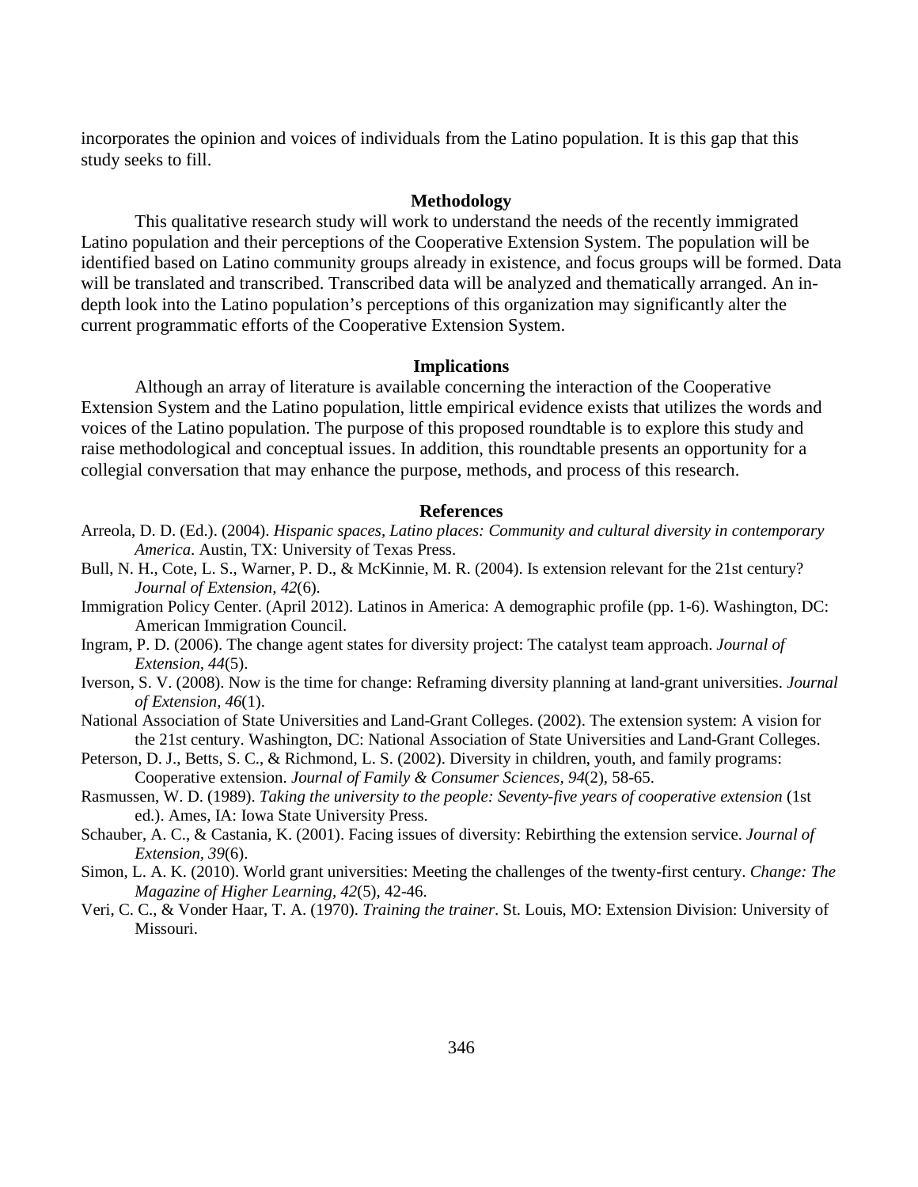incorporates the opinion and voices of individuals from the Latino population. It is this gap that this study seeks to fill.

## Methodology

This qualitative research study will work to understand the needs of the recently immigrated Latino population and their perceptions of the Cooperative Extension System. The population will be identified based on Latino community groups already in existence, and focus groups will be formed. Data will be translated and transcribed. Transcribed data will be analyzed and thematically arranged. An in-depth look into the Latino population's perceptions of this organization may significantly alter the current programmatic efforts of the Cooperative Extension System.

## Implications

Although an array of literature is available concerning the interaction of the Cooperative Extension System and the Latino population, little empirical evidence exists that utilizes the words and voices of the Latino population. The purpose of this proposed roundtable is to explore this study and raise methodological and conceptual issues. In addition, this roundtable presents an opportunity for a collegial conversation that may enhance the purpose, methods, and process of this research.

## References

Arreola, D. D. (Ed.). (2004). *Hispanic spaces, Latino places: Community and cultural diversity in contemporary America.* Austin, TX: University of Texas Press.

Bull, N. H., Cote, L. S., Warner, P. D., & McKinnie, M. R. (2004). Is extension relevant for the 21st century? *Journal of Extension, 42*(6).

Immigration Policy Center. (April 2012). Latinos in America: A demographic profile (pp. 1-6). Washington, DC: American Immigration Council.

Ingram, P. D. (2006). The change agent states for diversity project: The catalyst team approach. *Journal of Extension, 44*(5).

Iverson, S. V. (2008). Now is the time for change: Reframing diversity planning at land-grant universities. *Journal of Extension, 46*(1).

National Association of State Universities and Land-Grant Colleges. (2002). The extension system: A vision for the 21st century. Washington, DC: National Association of State Universities and Land-Grant Colleges.

Peterson, D. J., Betts, S. C., & Richmond, L. S. (2002). Diversity in children, youth, and family programs: Cooperative extension. *Journal of Family & Consumer Sciences, 94*(2), 58-65.

Rasmussen, W. D. (1989). *Taking the university to the people: Seventy-five years of cooperative extension* (1st ed.). Ames, IA: Iowa State University Press.

Schauber, A. C., & Castania, K. (2001). Facing issues of diversity: Rebirthing the extension service. *Journal of Extension, 39*(6).

Simon, L. A. K. (2010). World grant universities: Meeting the challenges of the twenty-first century. *Change: The Magazine of Higher Learning, 42*(5), 42-46.

Veri, C. C., & Vonder Haar, T. A. (1970). *Training the trainer*. St. Louis, MO: Extension Division: University of Missouri.